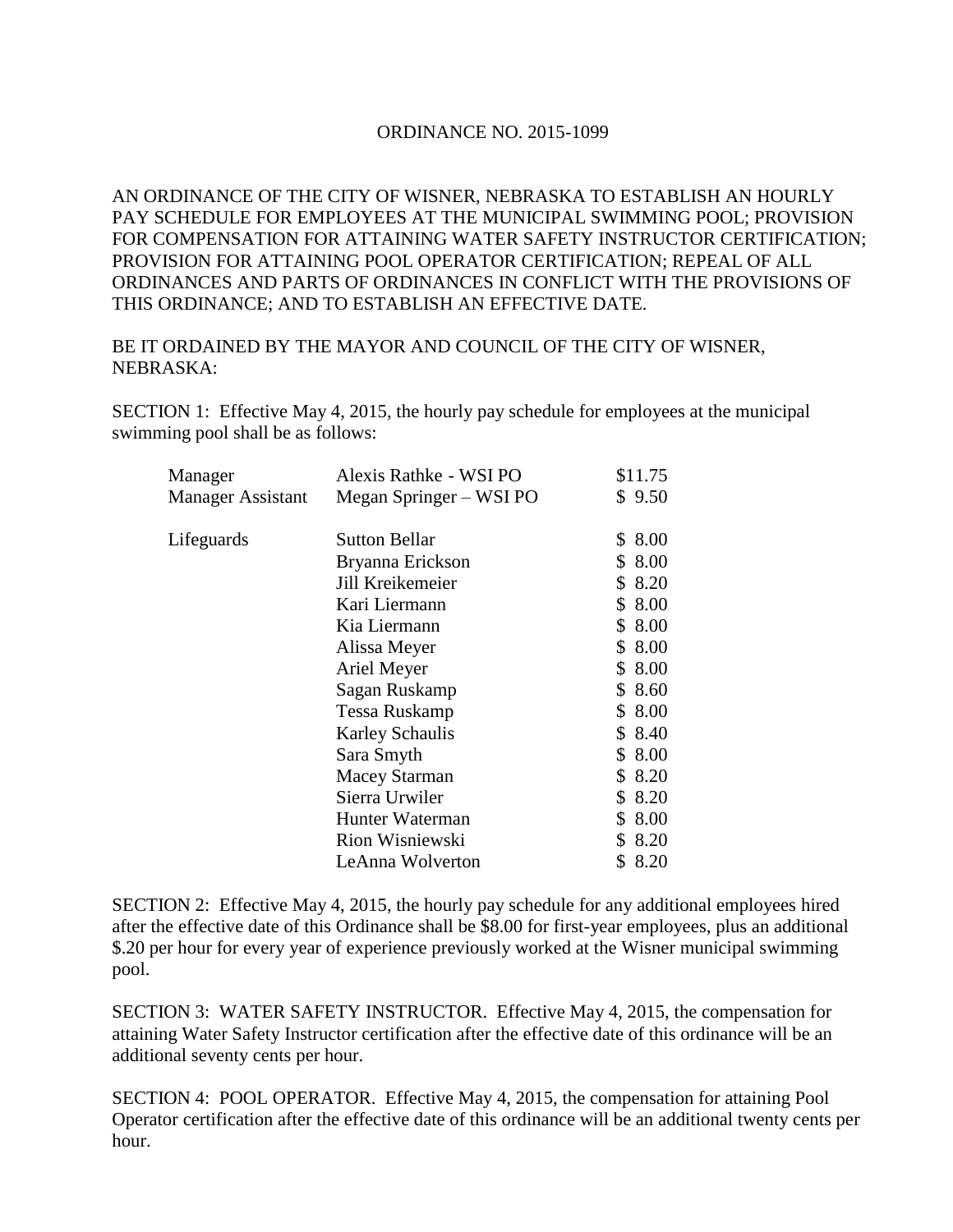ORDINANCE NO. 2015-1099

AN ORDINANCE OF THE CITY OF WISNER, NEBRASKA TO ESTABLISH AN HOURLY PAY SCHEDULE FOR EMPLOYEES AT THE MUNICIPAL SWIMMING POOL; PROVISION FOR COMPENSATION FOR ATTAINING WATER SAFETY INSTRUCTOR CERTIFICATION; PROVISION FOR ATTAINING POOL OPERATOR CERTIFICATION; REPEAL OF ALL ORDINANCES AND PARTS OF ORDINANCES IN CONFLICT WITH THE PROVISIONS OF THIS ORDINANCE; AND TO ESTABLISH AN EFFECTIVE DATE.

BE IT ORDAINED BY THE MAYOR AND COUNCIL OF THE CITY OF WISNER, NEBRASKA:

SECTION 1: Effective May 4, 2015, the hourly pay schedule for employees at the municipal swimming pool shall be as follows:

| Position | Name | Rate |
|---|---|---|
| Manager | Alexis Rathke - WSI PO | $11.75 |
| Manager Assistant | Megan Springer – WSI PO | $ 9.50 |
| Lifeguards | Sutton Bellar | $ 8.00 |
| | Bryanna Erickson | $ 8.00 |
| | Jill Kreikemeier | $ 8.20 |
| | Kari Liermann | $ 8.00 |
| | Kia Liermann | $ 8.00 |
| | Alissa Meyer | $ 8.00 |
| | Ariel Meyer | $ 8.00 |
| | Sagan Ruskamp | $ 8.60 |
| | Tessa Ruskamp | $ 8.00 |
| | Karley Schaulis | $ 8.40 |
| | Sara Smyth | $ 8.00 |
| | Macey Starman | $ 8.20 |
| | Sierra Urwiler | $ 8.20 |
| | Hunter Waterman | $ 8.00 |
| | Rion Wisniewski | $ 8.20 |
| | LeAnna Wolverton | $ 8.20 |

SECTION 2: Effective May 4, 2015, the hourly pay schedule for any additional employees hired after the effective date of this Ordinance shall be $8.00 for first-year employees, plus an additional $.20 per hour for every year of experience previously worked at the Wisner municipal swimming pool.

SECTION 3: WATER SAFETY INSTRUCTOR. Effective May 4, 2015, the compensation for attaining Water Safety Instructor certification after the effective date of this ordinance will be an additional seventy cents per hour.

SECTION 4: POOL OPERATOR. Effective May 4, 2015, the compensation for attaining Pool Operator certification after the effective date of this ordinance will be an additional twenty cents per hour.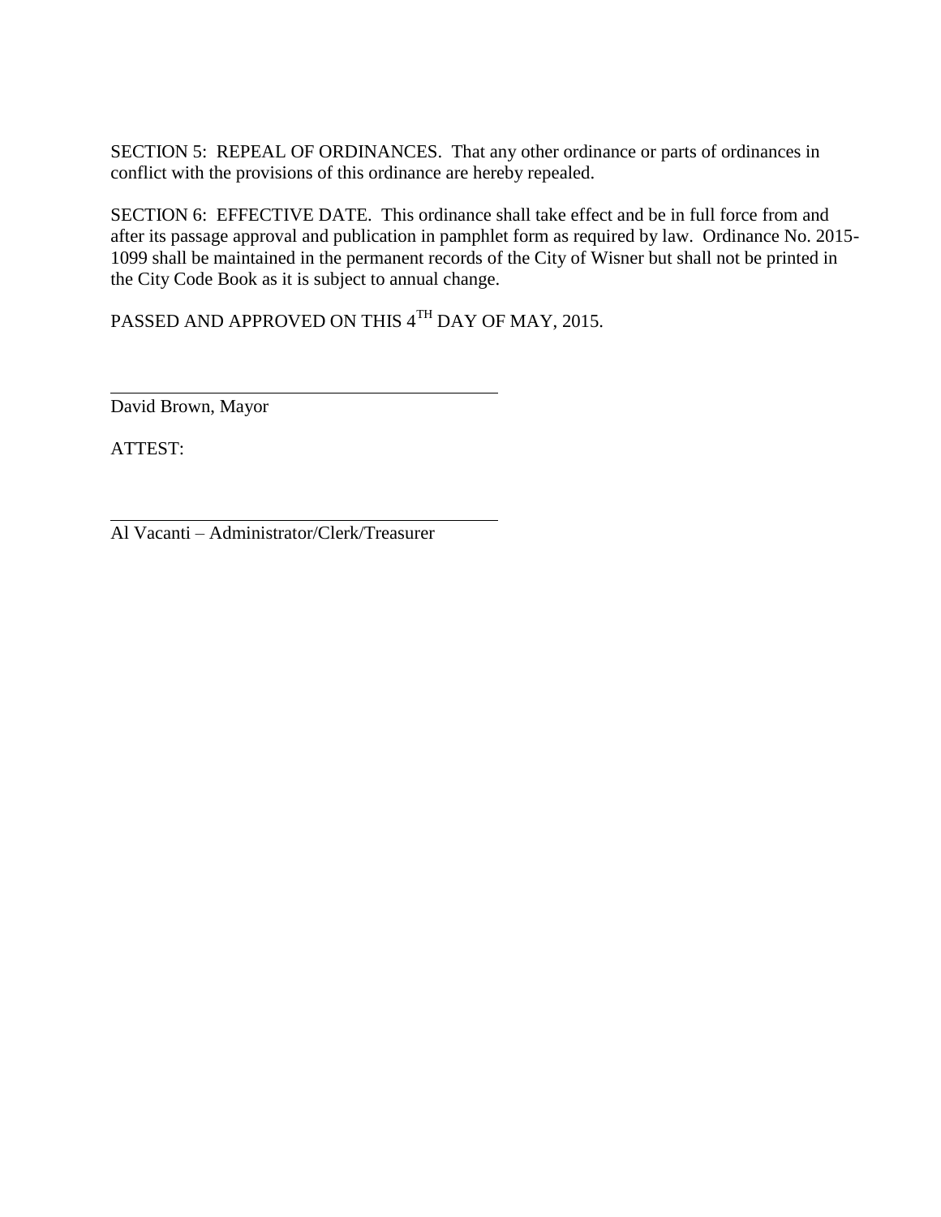SECTION 5: REPEAL OF ORDINANCES. That any other ordinance or parts of ordinances in conflict with the provisions of this ordinance are hereby repealed.

SECTION 6: EFFECTIVE DATE. This ordinance shall take effect and be in full force from and after its passage approval and publication in pamphlet form as required by law. Ordinance No. 2015-1099 shall be maintained in the permanent records of the City of Wisner but shall not be printed in the City Code Book as it is subject to annual change.

PASSED AND APPROVED ON THIS 4TH DAY OF MAY, 2015.

\_\_\_\_\_\_\_\_\_\_\_\_\_\_\_\_\_\_\_\_\_\_\_\_\_\_\_\_\_\_\_\_\_\_\_\_\_\_\_\_

David Brown, Mayor

ATTEST:

\_\_\_\_\_\_\_\_\_\_\_\_\_\_\_\_\_\_\_\_\_\_\_\_\_\_\_\_\_\_\_\_\_\_\_\_\_\_\_\_

Al Vacanti – Administrator/Clerk/Treasurer